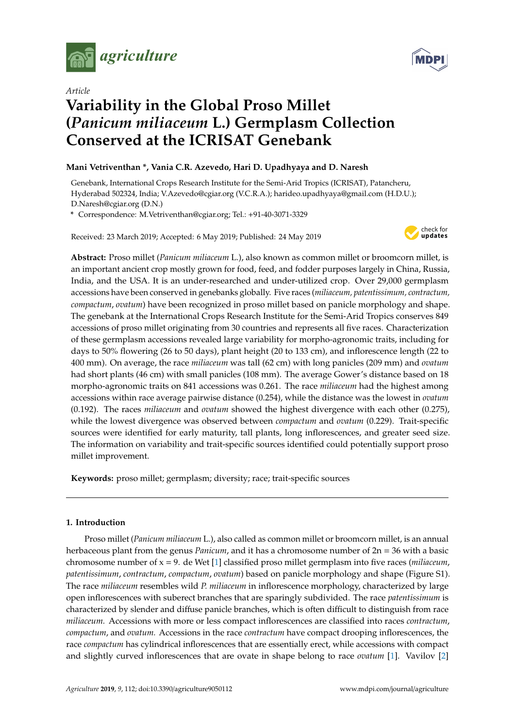*Article*

# Variability in the Global Proso Millet (*Panicum miliaceum* L.) Germplasm Collection Conserved at the ICRISAT Genebank

**Mani Vetriventhan \*, Vania C.R. Azevedo, Hari D. Upadhyaya and D. Naresh**

Genebank, International Crops Research Institute for the Semi-Arid Tropics (ICRISAT), Patancheru, Hyderabad 502324, India; V.Azevedo@cgiar.org (V.C.R.A.); harideo.upadhyaya@gmail.com (H.D.U.); D.Naresh@cgiar.org (D.N.)

\* Correspondence: M.Vetriventhan@cgiar.org; Tel.: +91-40-3071-3329

Received: 23 March 2019; Accepted: 6 May 2019; Published: 24 May 2019

**Abstract:** Proso millet (*Panicum miliaceum* L.), also known as common millet or broomcorn millet, is an important ancient crop mostly grown for food, feed, and fodder purposes largely in China, Russia, India, and the USA. It is an under-researched and under-utilized crop. Over 29,000 germplasm accessions have been conserved in genebanks globally. Five races (*miliaceum, patentissimum, contractum, compactum*, *ovatum*) have been recognized in proso millet based on panicle morphology and shape. The genebank at the International Crops Research Institute for the Semi-Arid Tropics conserves 849 accessions of proso millet originating from 30 countries and represents all five races. Characterization of these germplasm accessions revealed large variability for morpho-agronomic traits, including for days to 50% flowering (26 to 50 days), plant height (20 to 133 cm), and inflorescence length (22 to 400 mm). On average, the race *miliaceum* was tall (62 cm) with long panicles (209 mm) and *ovatum* had short plants (46 cm) with small panicles (108 mm). The average Gower's distance based on 18 morpho-agronomic traits on 841 accessions was 0.261. The race *miliaceum* had the highest among accessions within race average pairwise distance (0.254), while the distance was the lowest in *ovatum* (0.192). The races *miliaceum* and *ovatum* showed the highest divergence with each other (0.275), while the lowest divergence was observed between *compactum* and *ovatum* (0.229). Trait-specific sources were identified for early maturity, tall plants, long inflorescences, and greater seed size. The information on variability and trait-specific sources identified could potentially support proso millet improvement.

**Keywords:** proso millet; germplasm; diversity; race; trait-specific sources

## 1. Introduction

Proso millet (*Panicum miliaceum* L.), also called as common millet or broomcorn millet, is an annual herbaceous plant from the genus *Panicum*, and it has a chromosome number of 2n = 36 with a basic chromosome number of x = 9. de Wet [1] classified proso millet germplasm into five races (*miliaceum*, *patentissimum*, *contractum*, *compactum*, *ovatum*) based on panicle morphology and shape (Figure S1). The race *miliaceum* resembles wild *P. miliaceum* in inflorescence morphology, characterized by large open inflorescences with suberect branches that are sparingly subdivided. The race *patentissimum* is characterized by slender and diffuse panicle branches, which is often difficult to distinguish from race *miliaceum.* Accessions with more or less compact inflorescences are classified into races *contractum*, *compactum*, and *ovatum.* Accessions in the race *contractum* have compact drooping inflorescences, the race *compactum* has cylindrical inflorescences that are essentially erect, while accessions with compact and slightly curved inflorescences that are ovate in shape belong to race *ovatum* [1]. Vavilov [2]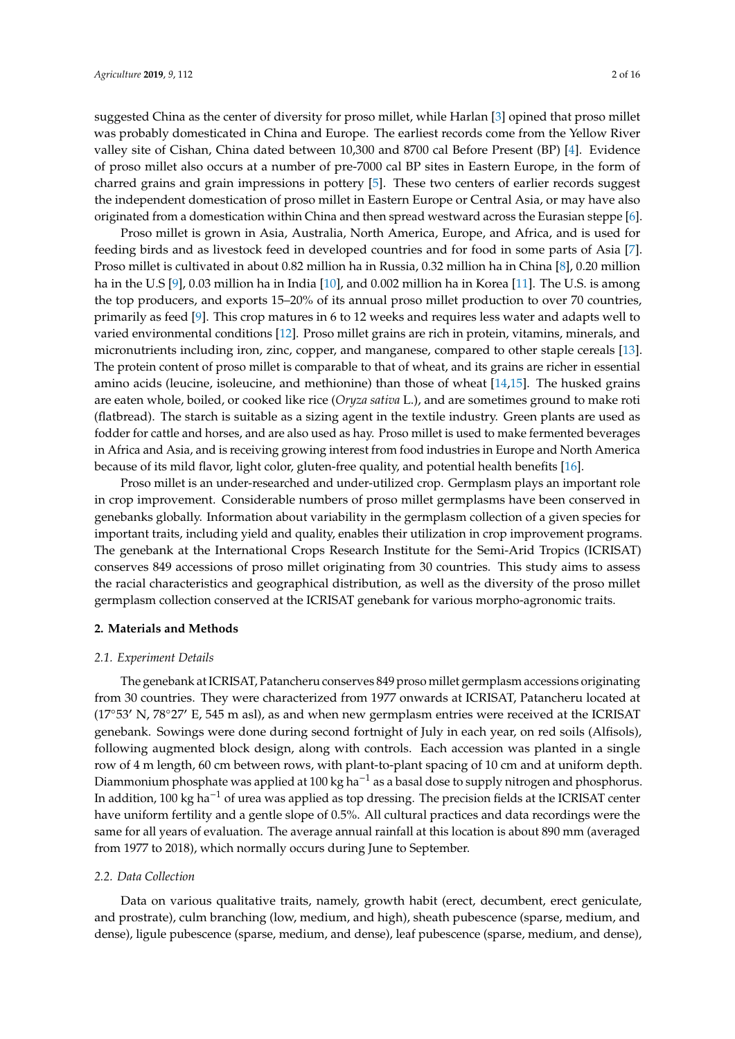suggested China as the center of diversity for proso millet, while Harlan [3] opined that proso millet was probably domesticated in China and Europe. The earliest records come from the Yellow River valley site of Cishan, China dated between 10,300 and 8700 cal Before Present (BP) [4]. Evidence of proso millet also occurs at a number of pre-7000 cal BP sites in Eastern Europe, in the form of charred grains and grain impressions in pottery [5]. These two centers of earlier records suggest the independent domestication of proso millet in Eastern Europe or Central Asia, or may have also originated from a domestication within China and then spread westward across the Eurasian steppe [6].

Proso millet is grown in Asia, Australia, North America, Europe, and Africa, and is used for feeding birds and as livestock feed in developed countries and for food in some parts of Asia [7]. Proso millet is cultivated in about 0.82 million ha in Russia, 0.32 million ha in China [8], 0.20 million ha in the U.S [9], 0.03 million ha in India [10], and 0.002 million ha in Korea [11]. The U.S. is among the top producers, and exports 15–20% of its annual proso millet production to over 70 countries, primarily as feed [9]. This crop matures in 6 to 12 weeks and requires less water and adapts well to varied environmental conditions [12]. Proso millet grains are rich in protein, vitamins, minerals, and micronutrients including iron, zinc, copper, and manganese, compared to other staple cereals [13]. The protein content of proso millet is comparable to that of wheat, and its grains are richer in essential amino acids (leucine, isoleucine, and methionine) than those of wheat [14,15]. The husked grains are eaten whole, boiled, or cooked like rice (*Oryza sativa* L.), and are sometimes ground to make roti (flatbread). The starch is suitable as a sizing agent in the textile industry. Green plants are used as fodder for cattle and horses, and are also used as hay. Proso millet is used to make fermented beverages in Africa and Asia, and is receiving growing interest from food industries in Europe and North America because of its mild flavor, light color, gluten-free quality, and potential health benefits [16].

Proso millet is an under-researched and under-utilized crop. Germplasm plays an important role in crop improvement. Considerable numbers of proso millet germplasms have been conserved in genebanks globally. Information about variability in the germplasm collection of a given species for important traits, including yield and quality, enables their utilization in crop improvement programs. The genebank at the International Crops Research Institute for the Semi-Arid Tropics (ICRISAT) conserves 849 accessions of proso millet originating from 30 countries. This study aims to assess the racial characteristics and geographical distribution, as well as the diversity of the proso millet germplasm collection conserved at the ICRISAT genebank for various morpho-agronomic traits.

## 2. Materials and Methods

### *2.1. Experiment Details*

The genebank at ICRISAT, Patancheru conserves 849 proso millet germplasm accessions originating from 30 countries. They were characterized from 1977 onwards at ICRISAT, Patancheru located at (17°53′ N, 78°27′ E, 545 m asl), as and when new germplasm entries were received at the ICRISAT genebank. Sowings were done during second fortnight of July in each year, on red soils (Alfisols), following augmented block design, along with controls. Each accession was planted in a single row of 4 m length, 60 cm between rows, with plant-to-plant spacing of 10 cm and at uniform depth. Diammonium phosphate was applied at 100 kg ha$^{-1}$ as a basal dose to supply nitrogen and phosphorus. In addition, 100 kg ha$^{-1}$ of urea was applied as top dressing. The precision fields at the ICRISAT center have uniform fertility and a gentle slope of 0.5%. All cultural practices and data recordings were the same for all years of evaluation. The average annual rainfall at this location is about 890 mm (averaged from 1977 to 2018), which normally occurs during June to September.

### *2.2. Data Collection*

Data on various qualitative traits, namely, growth habit (erect, decumbent, erect geniculate, and prostrate), culm branching (low, medium, and high), sheath pubescence (sparse, medium, and dense), ligule pubescence (sparse, medium, and dense), leaf pubescence (sparse, medium, and dense),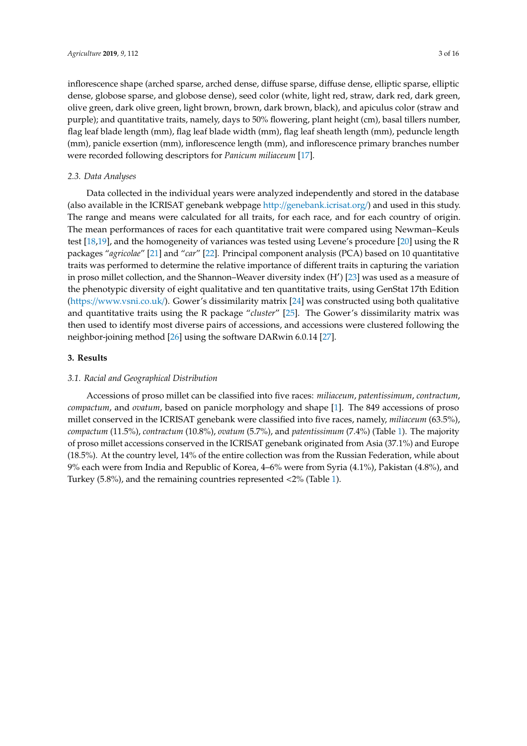inflorescence shape (arched sparse, arched dense, diffuse sparse, diffuse dense, elliptic sparse, elliptic dense, globose sparse, and globose dense), seed color (white, light red, straw, dark red, dark green, olive green, dark olive green, light brown, brown, dark brown, black), and apiculus color (straw and purple); and quantitative traits, namely, days to 50% flowering, plant height (cm), basal tillers number, flag leaf blade length (mm), flag leaf blade width (mm), flag leaf sheath length (mm), peduncle length (mm), panicle exsertion (mm), inflorescence length (mm), and inflorescence primary branches number were recorded following descriptors for *Panicum miliaceum* [17].

### 2.3. Data Analyses

Data collected in the individual years were analyzed independently and stored in the database (also available in the ICRISAT genebank webpage http://genebank.icrisat.org/) and used in this study. The range and means were calculated for all traits, for each race, and for each country of origin. The mean performances of races for each quantitative trait were compared using Newman–Keuls test [18,19], and the homogeneity of variances was tested using Levene's procedure [20] using the R packages "*agricolae*" [21] and "*car*" [22]. Principal component analysis (PCA) based on 10 quantitative traits was performed to determine the relative importance of different traits in capturing the variation in proso millet collection, and the Shannon–Weaver diversity index (H') [23] was used as a measure of the phenotypic diversity of eight qualitative and ten quantitative traits, using GenStat 17th Edition (https://www.vsni.co.uk/). Gower's dissimilarity matrix [24] was constructed using both qualitative and quantitative traits using the R package "*cluster*" [25]. The Gower's dissimilarity matrix was then used to identify most diverse pairs of accessions, and accessions were clustered following the neighbor-joining method [26] using the software DARwin 6.0.14 [27].

## 3. Results

### 3.1. Racial and Geographical Distribution

Accessions of proso millet can be classified into five races: *miliaceum*, *patentissimum*, *contractum*, *compactum*, and *ovatum*, based on panicle morphology and shape [1]. The 849 accessions of proso millet conserved in the ICRISAT genebank were classified into five races, namely, *miliaceum* (63.5%), *compactum* (11.5%), *contractum* (10.8%), *ovatum* (5.7%), and *patentissimum* (7.4%) (Table 1). The majority of proso millet accessions conserved in the ICRISAT genebank originated from Asia (37.1%) and Europe (18.5%). At the country level, 14% of the entire collection was from the Russian Federation, while about 9% each were from India and Republic of Korea, 4–6% were from Syria (4.1%), Pakistan (4.8%), and Turkey (5.8%), and the remaining countries represented <2% (Table 1).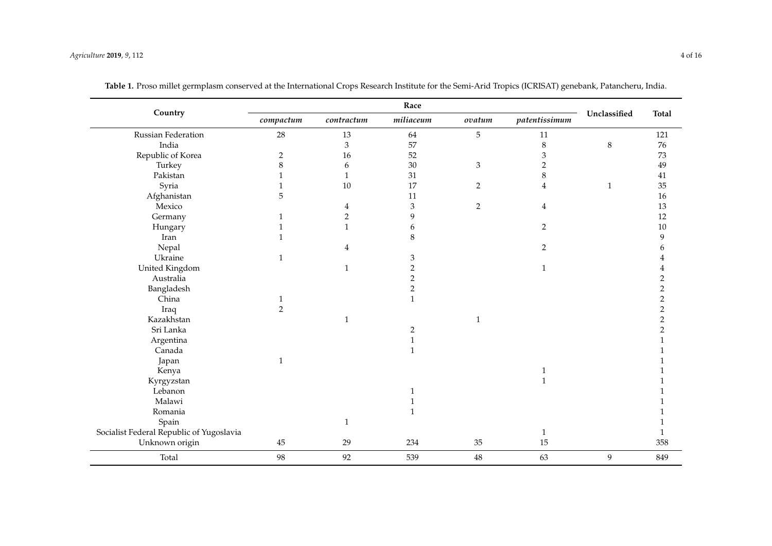**Table 1.** Proso millet germplasm conserved at the International Crops Research Institute for the Semi-Arid Tropics (ICRISAT) genebank, Patancheru, India.

| Country | Race | | | | | Unclassified | Total |
|---|---|---|---|---|---|---|---|
| | *compactum* | *contractum* | *miliaceum* | *ovatum* | *patentissimum* | | |
| Russian Federation | 28 | 13 | 64 | 5 | 11 | | 121 |
| India | | 3 | 57 | | 8 | 8 | 76 |
| Republic of Korea | 2 | 16 | 52 | | 3 | | 73 |
| Turkey | 8 | 6 | 30 | 3 | 2 | | 49 |
| Pakistan | 1 | 1 | 31 | | 8 | | 41 |
| Syria | 1 | 10 | 17 | 2 | 4 | 1 | 35 |
| Afghanistan | 5 | | 11 | | | | 16 |
| Mexico | | 4 | 3 | 2 | 4 | | 13 |
| Germany | 1 | 2 | 9 | | | | 12 |
| Hungary | 1 | 1 | 6 | | 2 | | 10 |
| Iran | 1 | | 8 | | | | 9 |
| Nepal | | 4 | | | 2 | | 6 |
| Ukraine | 1 | | 3 | | | | 4 |
| United Kingdom | | 1 | 2 | | 1 | | 4 |
| Australia | | | 2 | | | | 2 |
| Bangladesh | | | 2 | | | | 2 |
| China | 1 | | 1 | | | | 2 |
| Iraq | 2 | | | | | | 2 |
| Kazakhstan | | 1 | | 1 | | | 2 |
| Sri Lanka | | | 2 | | | | 2 |
| Argentina | | | 1 | | | | 1 |
| Canada | | | 1 | | | | 1 |
| Japan | 1 | | | | | | 1 |
| Kenya | | | | | 1 | | 1 |
| Kyrgyzstan | | | | | 1 | | 1 |
| Lebanon | | | 1 | | | | 1 |
| Malawi | | | 1 | | | | 1 |
| Romania | | | 1 | | | | 1 |
| Spain | | 1 | | | | | 1 |
| Socialist Federal Republic of Yugoslavia | | | | | 1 | | 1 |
| Unknown origin | 45 | 29 | 234 | 35 | 15 | | 358 |
| Total | 98 | 92 | 539 | 48 | 63 | 9 | 849 |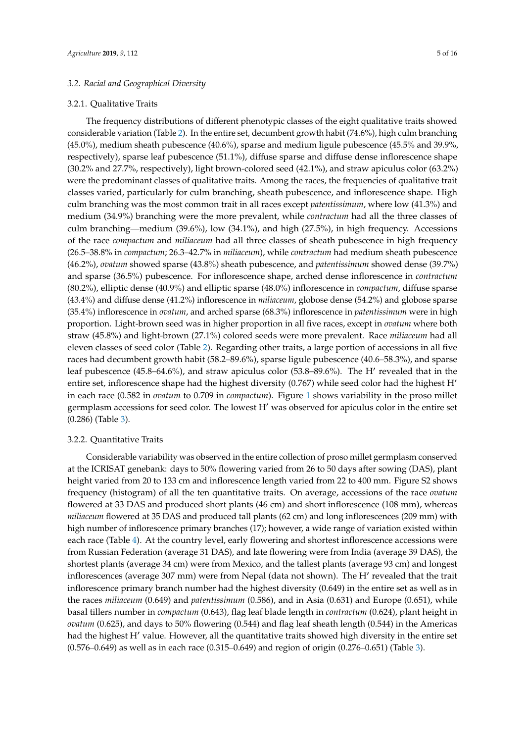### 3.2. Racial and Geographical Diversity

#### 3.2.1. Qualitative Traits

The frequency distributions of different phenotypic classes of the eight qualitative traits showed considerable variation (Table 2). In the entire set, decumbent growth habit (74.6%), high culm branching (45.0%), medium sheath pubescence (40.6%), sparse and medium ligule pubescence (45.5% and 39.9%, respectively), sparse leaf pubescence (51.1%), diffuse sparse and diffuse dense inflorescence shape (30.2% and 27.7%, respectively), light brown-colored seed (42.1%), and straw apiculus color (63.2%) were the predominant classes of qualitative traits. Among the races, the frequencies of qualitative trait classes varied, particularly for culm branching, sheath pubescence, and inflorescence shape. High culm branching was the most common trait in all races except *patentissimum*, where low (41.3%) and medium (34.9%) branching were the more prevalent, while *contractum* had all the three classes of culm branching—medium (39.6%), low (34.1%), and high (27.5%), in high frequency. Accessions of the race *compactum* and *miliaceum* had all three classes of sheath pubescence in high frequency (26.5–38.8% in *compactum*; 26.3–42.7% in *miliaceum*), while *contractum* had medium sheath pubescence (46.2%), *ovatum* showed sparse (43.8%) sheath pubescence, and *patentissimum* showed dense (39.7%) and sparse (36.5%) pubescence. For inflorescence shape, arched dense inflorescence in *contractum* (80.2%), elliptic dense (40.9%) and elliptic sparse (48.0%) inflorescence in *compactum*, diffuse sparse (43.4%) and diffuse dense (41.2%) inflorescence in *miliaceum*, globose dense (54.2%) and globose sparse (35.4%) inflorescence in *ovatum*, and arched sparse (68.3%) inflorescence in *patentissimum* were in high proportion. Light-brown seed was in higher proportion in all five races, except in *ovatum* where both straw (45.8%) and light-brown (27.1%) colored seeds were more prevalent. Race *miliaceum* had all eleven classes of seed color (Table 2). Regarding other traits, a large portion of accessions in all five races had decumbent growth habit (58.2–89.6%), sparse ligule pubescence (40.6–58.3%), and sparse leaf pubescence (45.8–64.6%), and straw apiculus color (53.8–89.6%). The H′ revealed that in the entire set, inflorescence shape had the highest diversity (0.767) while seed color had the highest H′ in each race (0.582 in *ovatum* to 0.709 in *compactum*). Figure 1 shows variability in the proso millet germplasm accessions for seed color. The lowest H′ was observed for apiculus color in the entire set (0.286) (Table 3).

#### 3.2.2. Quantitative Traits

Considerable variability was observed in the entire collection of proso millet germplasm conserved at the ICRISAT genebank: days to 50% flowering varied from 26 to 50 days after sowing (DAS), plant height varied from 20 to 133 cm and inflorescence length varied from 22 to 400 mm. Figure S2 shows frequency (histogram) of all the ten quantitative traits. On average, accessions of the race *ovatum* flowered at 33 DAS and produced short plants (46 cm) and short inflorescence (108 mm), whereas *miliaceum* flowered at 35 DAS and produced tall plants (62 cm) and long inflorescences (209 mm) with high number of inflorescence primary branches (17); however, a wide range of variation existed within each race (Table 4). At the country level, early flowering and shortest inflorescence accessions were from Russian Federation (average 31 DAS), and late flowering were from India (average 39 DAS), the shortest plants (average 34 cm) were from Mexico, and the tallest plants (average 93 cm) and longest inflorescences (average 307 mm) were from Nepal (data not shown). The H′ revealed that the trait inflorescence primary branch number had the highest diversity (0.649) in the entire set as well as in the races *miliaceum* (0.649) and *patentissimum* (0.586), and in Asia (0.631) and Europe (0.651), while basal tillers number in *compactum* (0.643), flag leaf blade length in *contractum* (0.624), plant height in *ovatum* (0.625), and days to 50% flowering (0.544) and flag leaf sheath length (0.544) in the Americas had the highest H′ value. However, all the quantitative traits showed high diversity in the entire set (0.576–0.649) as well as in each race (0.315–0.649) and region of origin (0.276–0.651) (Table 3).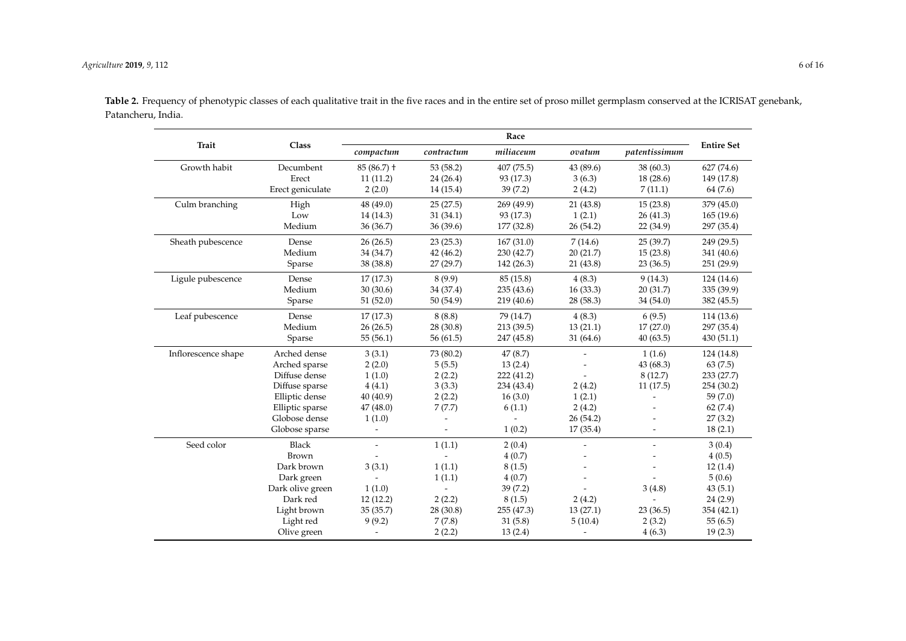**Table 2.** Frequency of phenotypic classes of each qualitative trait in the five races and in the entire set of proso millet germplasm conserved at the ICRISAT genebank, Patancheru, India.

| Trait | Class | Race | | | | | Entire Set |
|---|---|---|---|---|---|---|---|
| | | *compactum* | *contractum* | *miliaceum* | *ovatum* | *patentissimum* | |
| Growth habit | Decumbent | 85 (86.7) † | 53 (58.2) | 407 (75.5) | 43 (89.6) | 38 (60.3) | 627 (74.6) |
| | Erect | 11 (11.2) | 24 (26.4) | 93 (17.3) | 3 (6.3) | 18 (28.6) | 149 (17.8) |
| | Erect geniculate | 2 (2.0) | 14 (15.4) | 39 (7.2) | 2 (4.2) | 7 (11.1) | 64 (7.6) |
| Culm branching | High | 48 (49.0) | 25 (27.5) | 269 (49.9) | 21 (43.8) | 15 (23.8) | 379 (45.0) |
| | Low | 14 (14.3) | 31 (34.1) | 93 (17.3) | 1 (2.1) | 26 (41.3) | 165 (19.6) |
| | Medium | 36 (36.7) | 36 (39.6) | 177 (32.8) | 26 (54.2) | 22 (34.9) | 297 (35.4) |
| Sheath pubescence | Dense | 26 (26.5) | 23 (25.3) | 167 (31.0) | 7 (14.6) | 25 (39.7) | 249 (29.5) |
| | Medium | 34 (34.7) | 42 (46.2) | 230 (42.7) | 20 (21.7) | 15 (23.8) | 341 (40.6) |
| | Sparse | 38 (38.8) | 27 (29.7) | 142 (26.3) | 21 (43.8) | 23 (36.5) | 251 (29.9) |
| Ligule pubescence | Dense | 17 (17.3) | 8 (9.9) | 85 (15.8) | 4 (8.3) | 9 (14.3) | 124 (14.6) |
| | Medium | 30 (30.6) | 34 (37.4) | 235 (43.6) | 16 (33.3) | 20 (31.7) | 335 (39.9) |
| | Sparse | 51 (52.0) | 50 (54.9) | 219 (40.6) | 28 (58.3) | 34 (54.0) | 382 (45.5) |
| Leaf pubescence | Dense | 17 (17.3) | 8 (8.8) | 79 (14.7) | 4 (8.3) | 6 (9.5) | 114 (13.6) |
| | Medium | 26 (26.5) | 28 (30.8) | 213 (39.5) | 13 (21.1) | 17 (27.0) | 297 (35.4) |
| | Sparse | 55 (56.1) | 56 (61.5) | 247 (45.8) | 31 (64.6) | 40 (63.5) | 430 (51.1) |
| Inflorescence shape | Arched dense | 3 (3.1) | 73 (80.2) | 47 (8.7) | - | 1 (1.6) | 124 (14.8) |
| | Arched sparse | 2 (2.0) | 5 (5.5) | 13 (2.4) | - | 43 (68.3) | 63 (7.5) |
| | Diffuse dense | 1 (1.0) | 2 (2.2) | 222 (41.2) | - | 8 (12.7) | 233 (27.7) |
| | Diffuse sparse | 4 (4.1) | 3 (3.3) | 234 (43.4) | 2 (4.2) | 11 (17.5) | 254 (30.2) |
| | Elliptic dense | 40 (40.9) | 2 (2.2) | 16 (3.0) | 1 (2.1) | - | 59 (7.0) |
| | Elliptic sparse | 47 (48.0) | 7 (7.7) | 6 (1.1) | 2 (4.2) | - | 62 (7.4) |
| | Globose dense | 1 (1.0) | - | - | 26 (54.2) | - | 27 (3.2) |
| | Globose sparse | - | - | 1 (0.2) | 17 (35.4) | - | 18 (2.1) |
| Seed color | Black | - | 1 (1.1) | 2 (0.4) | - | - | 3 (0.4) |
| | Brown | - | - | 4 (0.7) | - | - | 4 (0.5) |
| | Dark brown | 3 (3.1) | 1 (1.1) | 8 (1.5) | - | - | 12 (1.4) |
| | Dark green | - | 1 (1.1) | 4 (0.7) | - | - | 5 (0.6) |
| | Dark olive green | 1 (1.0) | - | 39 (7.2) | - | 3 (4.8) | 43 (5.1) |
| | Dark red | 12 (12.2) | 2 (2.2) | 8 (1.5) | 2 (4.2) | - | 24 (2.9) |
| | Light brown | 35 (35.7) | 28 (30.8) | 255 (47.3) | 13 (27.1) | 23 (36.5) | 354 (42.1) |
| | Light red | 9 (9.2) | 7 (7.8) | 31 (5.8) | 5 (10.4) | 2 (3.2) | 55 (6.5) |
| | Olive green | - | 2 (2.2) | 13 (2.4) | - | 4 (6.3) | 19 (2.3) |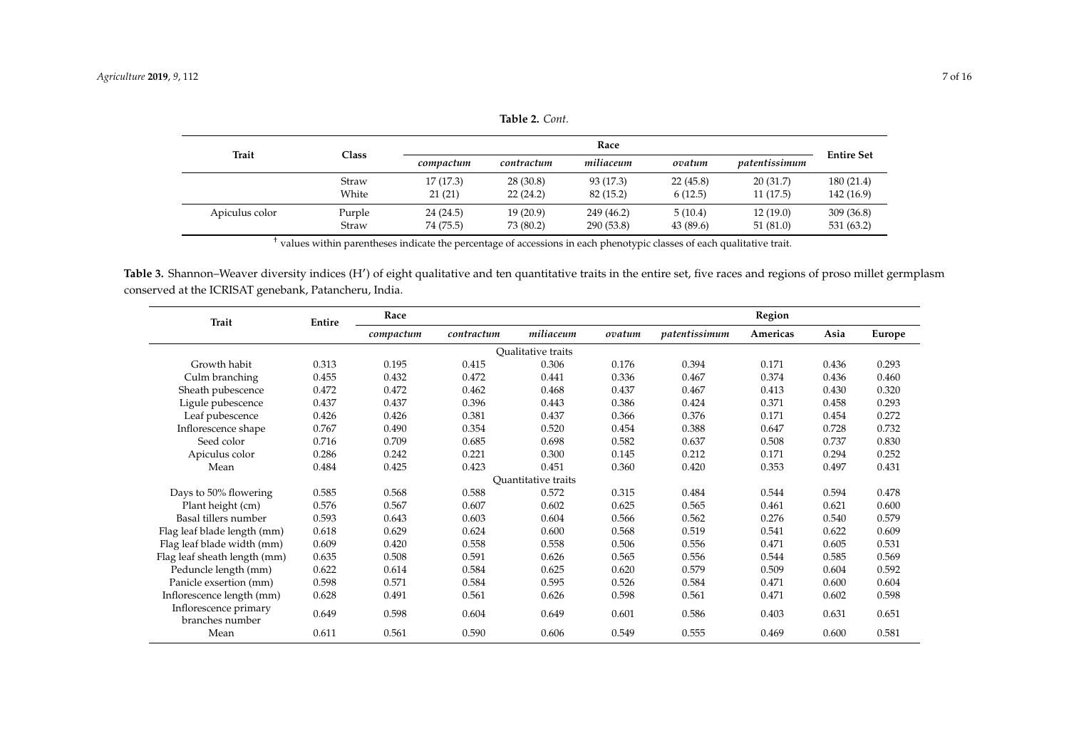**Table 2.** *Cont.*

| Trait | Class | Race | | | | | Entire Set |
|---|---|---|---|---|---|---|---|
| | | *compactum* | *contractum* | *miliaceum* | *ovatum* | *patentissimum* | |
| | Straw | 17 (17.3) | 28 (30.8) | 93 (17.3) | 22 (45.8) | 20 (31.7) | 180 (21.4) |
| | White | 21 (21) | 22 (24.2) | 82 (15.2) | 6 (12.5) | 11 (17.5) | 142 (16.9) |
| Apiculus color | Purple | 24 (24.5) | 19 (20.9) | 249 (46.2) | 5 (10.4) | 12 (19.0) | 309 (36.8) |
| | Straw | 74 (75.5) | 73 (80.2) | 290 (53.8) | 43 (89.6) | 51 (81.0) | 531 (63.2) |

[†] values within parentheses indicate the percentage of accessions in each phenotypic classes of each qualitative trait.

**Table 3.** Shannon–Weaver diversity indices (H′) of eight qualitative and ten quantitative traits in the entire set, five races and regions of proso millet germplasm conserved at the ICRISAT genebank, Patancheru, India.

| Trait | Entire | Race | | | | | Region | | |
|---|---|---|---|---|---|---|---|---|---|
| | | *compactum* | *contractum* | *miliaceum* | *ovatum* | *patentissimum* | Americas | Asia | Europe |
| Qualitative traits | | | | | | | | | |
| Growth habit | 0.313 | 0.195 | 0.415 | 0.306 | 0.176 | 0.394 | 0.171 | 0.436 | 0.293 |
| Culm branching | 0.455 | 0.432 | 0.472 | 0.441 | 0.336 | 0.467 | 0.374 | 0.436 | 0.460 |
| Sheath pubescence | 0.472 | 0.472 | 0.462 | 0.468 | 0.437 | 0.467 | 0.413 | 0.430 | 0.320 |
| Ligule pubescence | 0.437 | 0.437 | 0.396 | 0.443 | 0.386 | 0.424 | 0.371 | 0.458 | 0.293 |
| Leaf pubescence | 0.426 | 0.426 | 0.381 | 0.437 | 0.366 | 0.376 | 0.171 | 0.454 | 0.272 |
| Inflorescence shape | 0.767 | 0.490 | 0.354 | 0.520 | 0.454 | 0.388 | 0.647 | 0.728 | 0.732 |
| Seed color | 0.716 | 0.709 | 0.685 | 0.698 | 0.582 | 0.637 | 0.508 | 0.737 | 0.830 |
| Apiculus color | 0.286 | 0.242 | 0.221 | 0.300 | 0.145 | 0.212 | 0.171 | 0.294 | 0.252 |
| Mean | 0.484 | 0.425 | 0.423 | 0.451 | 0.360 | 0.420 | 0.353 | 0.497 | 0.431 |
| Quantitative traits | | | | | | | | | |
| Days to 50% flowering | 0.585 | 0.568 | 0.588 | 0.572 | 0.315 | 0.484 | 0.544 | 0.594 | 0.478 |
| Plant height (cm) | 0.576 | 0.567 | 0.607 | 0.602 | 0.625 | 0.565 | 0.461 | 0.621 | 0.600 |
| Basal tillers number | 0.593 | 0.643 | 0.603 | 0.604 | 0.566 | 0.562 | 0.276 | 0.540 | 0.579 |
| Flag leaf blade length (mm) | 0.618 | 0.629 | 0.624 | 0.600 | 0.568 | 0.519 | 0.541 | 0.622 | 0.609 |
| Flag leaf blade width (mm) | 0.609 | 0.420 | 0.558 | 0.558 | 0.506 | 0.556 | 0.471 | 0.605 | 0.531 |
| Flag leaf sheath length (mm) | 0.635 | 0.508 | 0.591 | 0.626 | 0.565 | 0.556 | 0.544 | 0.585 | 0.569 |
| Peduncle length (mm) | 0.622 | 0.614 | 0.584 | 0.625 | 0.620 | 0.579 | 0.509 | 0.604 | 0.592 |
| Panicle exsertion (mm) | 0.598 | 0.571 | 0.584 | 0.595 | 0.526 | 0.584 | 0.471 | 0.600 | 0.604 |
| Inflorescence length (mm) | 0.628 | 0.491 | 0.561 | 0.626 | 0.598 | 0.561 | 0.471 | 0.602 | 0.598 |
| Inflorescence primary branches number | 0.649 | 0.598 | 0.604 | 0.649 | 0.601 | 0.586 | 0.403 | 0.631 | 0.651 |
| Mean | 0.611 | 0.561 | 0.590 | 0.606 | 0.549 | 0.555 | 0.469 | 0.600 | 0.581 |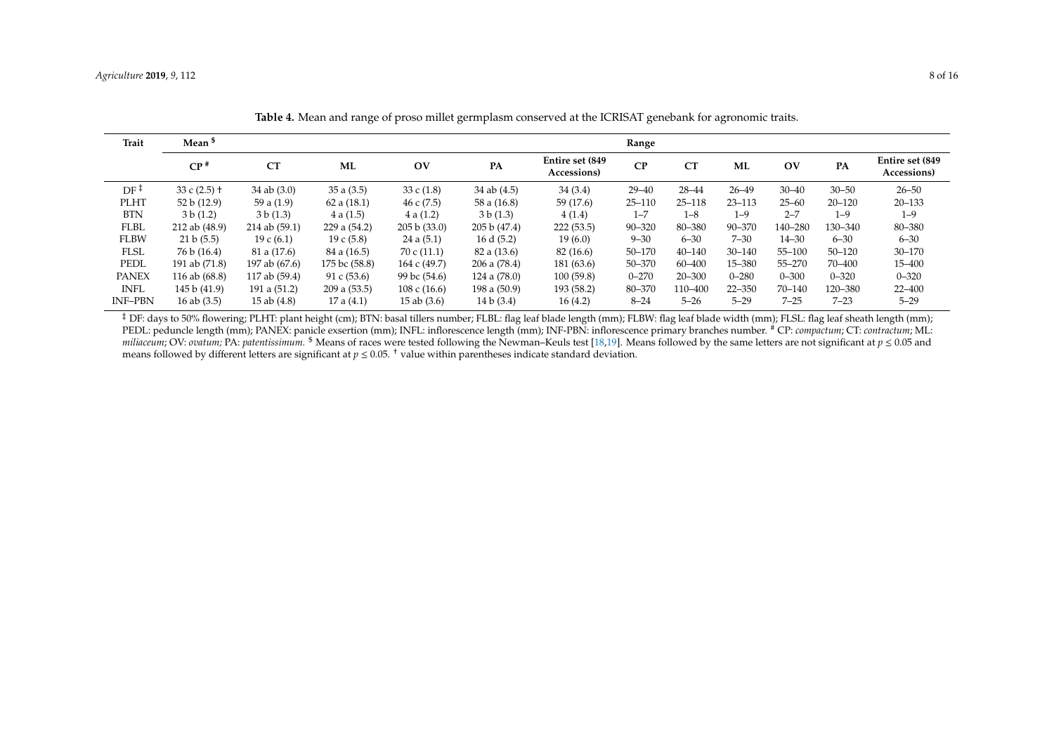**Table 4.** Mean and range of proso millet germplasm conserved at the ICRISAT genebank for agronomic traits.

| Trait | Mean [$] | | | | | | Range | | | | | |
|---|---|---|---|---|---|---|---|---|---|---|---|---|
| | CP [#] | CT | ML | OV | PA | Entire set (849 Accessions) | CP | CT | ML | OV | PA | Entire set (849 Accessions) |
| DF [‡] | 33 c (2.5) † | 34 ab (3.0) | 35 a (3.5) | 33 c (1.8) | 34 ab (4.5) | 34 (3.4) | 29–40 | 28–44 | 26–49 | 30–40 | 30–50 | 26–50 |
| PLHT | 52 b (12.9) | 59 a (1.9) | 62 a (18.1) | 46 c (7.5) | 58 a (16.8) | 59 (17.6) | 25–110 | 25–118 | 23–113 | 25–60 | 20–120 | 20–133 |
| BTN | 3 b (1.2) | 3 b (1.3) | 4 a (1.5) | 4 a (1.2) | 3 b (1.3) | 4 (1.4) | 1–7 | 1–8 | 1–9 | 2–7 | 1–9 | 1–9 |
| FLBL | 212 ab (48.9) | 214 ab (59.1) | 229 a (54.2) | 205 b (33.0) | 205 b (47.4) | 222 (53.5) | 90–320 | 80–380 | 90–370 | 140–280 | 130–340 | 80–380 |
| FLBW | 21 b (5.5) | 19 c (6.1) | 19 c (5.8) | 24 a (5.1) | 16 d (5.2) | 19 (6.0) | 9–30 | 6–30 | 7–30 | 14–30 | 6–30 | 6–30 |
| FLSL | 76 b (16.4) | 81 a (17.6) | 84 a (16.5) | 70 c (11.1) | 82 a (13.6) | 82 (16.6) | 50–170 | 40–140 | 30–140 | 55–100 | 50–120 | 30–170 |
| PEDL | 191 ab (71.8) | 197 ab (67.6) | 175 bc (58.8) | 164 c (49.7) | 206 a (78.4) | 181 (63.6) | 50–370 | 60–400 | 15–380 | 55–270 | 70–400 | 15–400 |
| PANEX | 116 ab (68.8) | 117 ab (59.4) | 91 c (53.6) | 99 bc (54.6) | 124 a (78.0) | 100 (59.8) | 0–270 | 20–300 | 0–280 | 0–300 | 0–320 | 0–320 |
| INFL | 145 b (41.9) | 191 a (51.2) | 209 a (53.5) | 108 c (16.6) | 198 a (50.9) | 193 (58.2) | 80–370 | 110–400 | 22–350 | 70–140 | 120–380 | 22–400 |
| INF–PBN | 16 ab (3.5) | 15 ab (4.8) | 17 a (4.1) | 15 ab (3.6) | 14 b (3.4) | 16 (4.2) | 8–24 | 5–26 | 5–29 | 7–25 | 7–23 | 5–29 |

[‡] DF: days to 50% flowering; PLHT: plant height (cm); BTN: basal tillers number; FLBL: flag leaf blade length (mm); FLBW: flag leaf blade width (mm); FLSL: flag leaf sheath length (mm); PEDL: peduncle length (mm); PANEX: panicle exsertion (mm); INFL: inflorescence length (mm); INF-PBN: inflorescence primary branches number. [#] CP: *compactum*; CT: *contractum*; ML: *miliaceum*; OV: *ovatum*; PA: *patentissimum*. [$] Means of races were tested following the Newman–Keuls test [18,19]. Means followed by the same letters are not significant at $p \leq 0.05$ and means followed by different letters are significant at $p \leq 0.05$. [†] value within parentheses indicate standard deviation.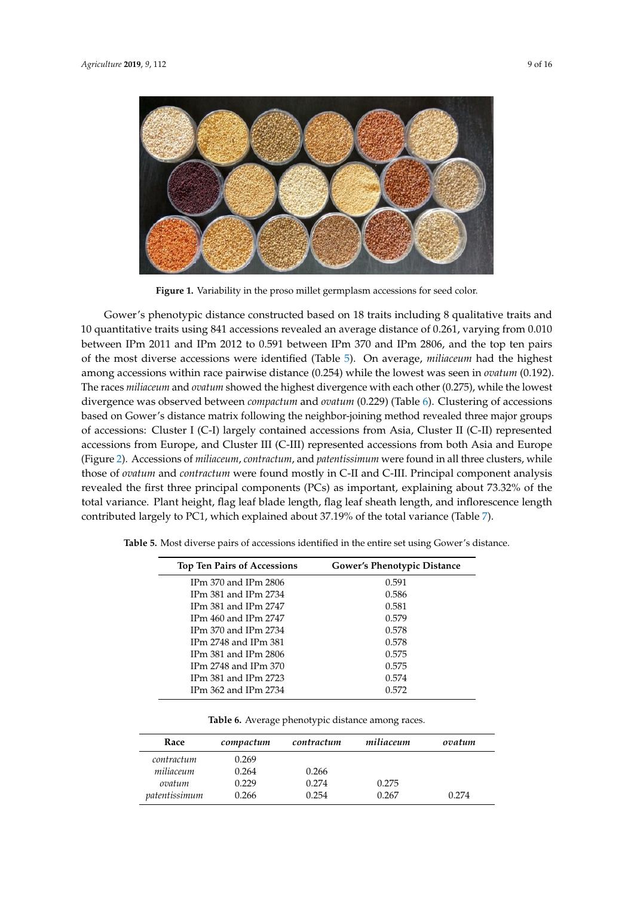**Figure 1.** Variability in the proso millet germplasm accessions for seed color.

Gower's phenotypic distance constructed based on 18 traits including 8 qualitative traits and 10 quantitative traits using 841 accessions revealed an average distance of 0.261, varying from 0.010 between IPm 2011 and IPm 2012 to 0.591 between IPm 370 and IPm 2806, and the top ten pairs of the most diverse accessions were identified (Table 5). On average, *miliaceum* had the highest among accessions within race pairwise distance (0.254) while the lowest was seen in *ovatum* (0.192). The races *miliaceum* and *ovatum* showed the highest divergence with each other (0.275), while the lowest divergence was observed between *compactum* and *ovatum* (0.229) (Table 6). Clustering of accessions based on Gower's distance matrix following the neighbor-joining method revealed three major groups of accessions: Cluster I (C-I) largely contained accessions from Asia, Cluster II (C-II) represented accessions from Europe, and Cluster III (C-III) represented accessions from both Asia and Europe (Figure 2). Accessions of *miliaceum*, *contractum*, and *patentissimum* were found in all three clusters, while those of *ovatum* and *contractum* were found mostly in C-II and C-III. Principal component analysis revealed the first three principal components (PCs) as important, explaining about 73.32% of the total variance. Plant height, flag leaf blade length, flag leaf sheath length, and inflorescence length contributed largely to PC1, which explained about 37.19% of the total variance (Table 7).

**Table 5.** Most diverse pairs of accessions identified in the entire set using Gower's distance.

| Top Ten Pairs of Accessions | Gower's Phenotypic Distance |
|---|---|
| IPm 370 and IPm 2806 | 0.591 |
| IPm 381 and IPm 2734 | 0.586 |
| IPm 381 and IPm 2747 | 0.581 |
| IPm 460 and IPm 2747 | 0.579 |
| IPm 370 and IPm 2734 | 0.578 |
| IPm 2748 and IPm 381 | 0.578 |
| IPm 381 and IPm 2806 | 0.575 |
| IPm 2748 and IPm 370 | 0.575 |
| IPm 381 and IPm 2723 | 0.574 |
| IPm 362 and IPm 2734 | 0.572 |

**Table 6.** Average phenotypic distance among races.

| Race | *compactum* | *contractum* | *miliaceum* | *ovatum* |
|---|---|---|---|---|
| *contractum* | 0.269 | | | |
| *miliaceum* | 0.264 | 0.266 | | |
| *ovatum* | 0.229 | 0.274 | 0.275 | |
| *patentissimum* | 0.266 | 0.254 | 0.267 | 0.274 |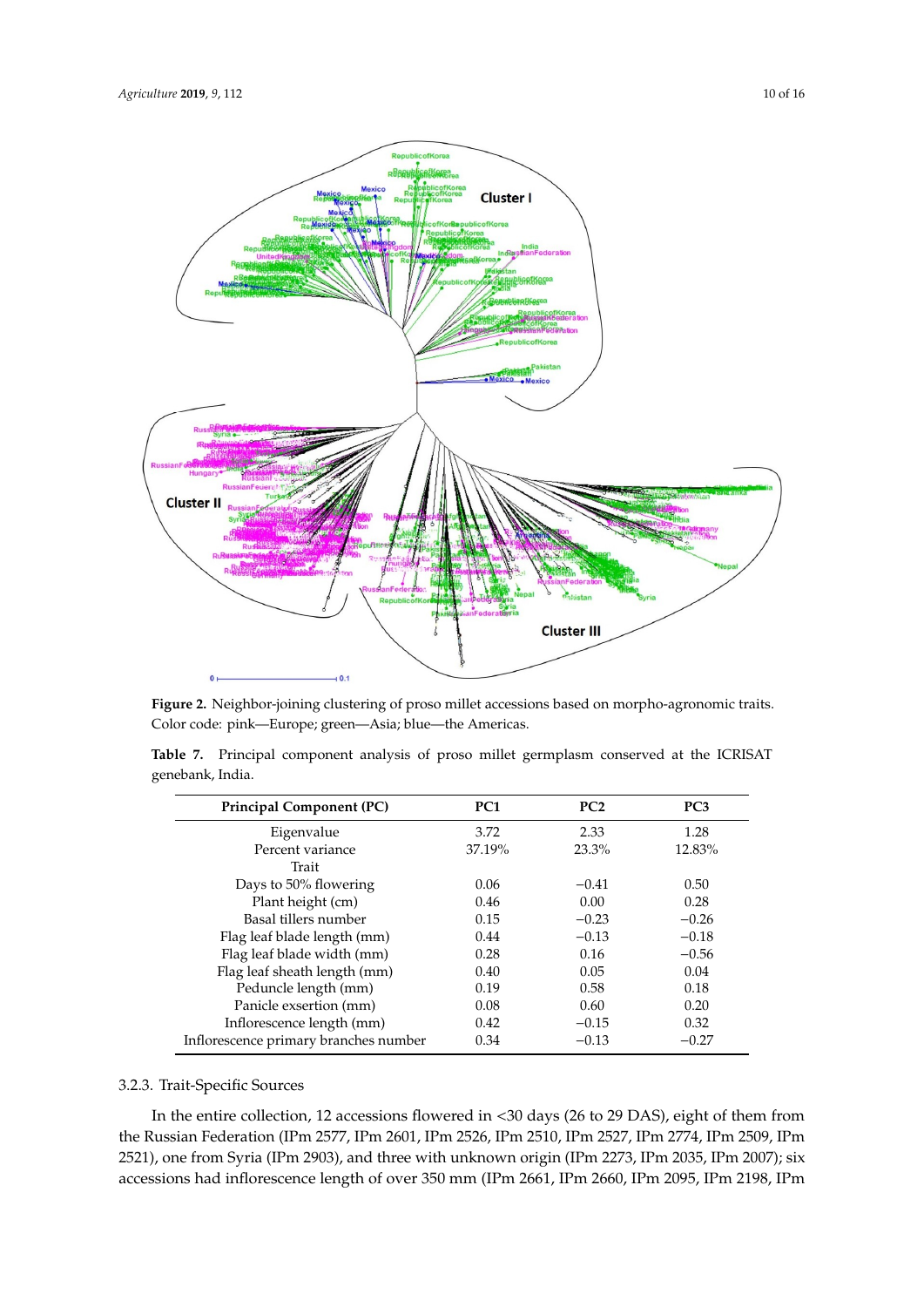**Figure 2.** Neighbor-joining clustering of proso millet accessions based on morpho-agronomic traits. Color code: pink—Europe; green—Asia; blue—the Americas.

**Table 7.** Principal component analysis of proso millet germplasm conserved at the ICRISAT genebank, India.

| Principal Component (PC) | PC1 | PC2 | PC3 |
|---|---|---|---|
| Eigenvalue | 3.72 | 2.33 | 1.28 |
| Percent variance | 37.19% | 23.3% | 12.83% |
| Trait | | | |
| Days to 50% flowering | 0.06 | −0.41 | 0.50 |
| Plant height (cm) | 0.46 | 0.00 | 0.28 |
| Basal tillers number | 0.15 | −0.23 | −0.26 |
| Flag leaf blade length (mm) | 0.44 | −0.13 | −0.18 |
| Flag leaf blade width (mm) | 0.28 | 0.16 | −0.56 |
| Flag leaf sheath length (mm) | 0.40 | 0.05 | 0.04 |
| Peduncle length (mm) | 0.19 | 0.58 | 0.18 |
| Panicle exsertion (mm) | 0.08 | 0.60 | 0.20 |
| Inflorescence length (mm) | 0.42 | −0.15 | 0.32 |
| Inflorescence primary branches number | 0.34 | −0.13 | −0.27 |

### 3.2.3. Trait-Specific Sources

In the entire collection, 12 accessions flowered in <30 days (26 to 29 DAS), eight of them from the Russian Federation (IPm 2577, IPm 2601, IPm 2526, IPm 2510, IPm 2527, IPm 2774, IPm 2509, IPm 2521), one from Syria (IPm 2903), and three with unknown origin (IPm 2273, IPm 2035, IPm 2007); six accessions had inflorescence length of over 350 mm (IPm 2661, IPm 2660, IPm 2095, IPm 2198, IPm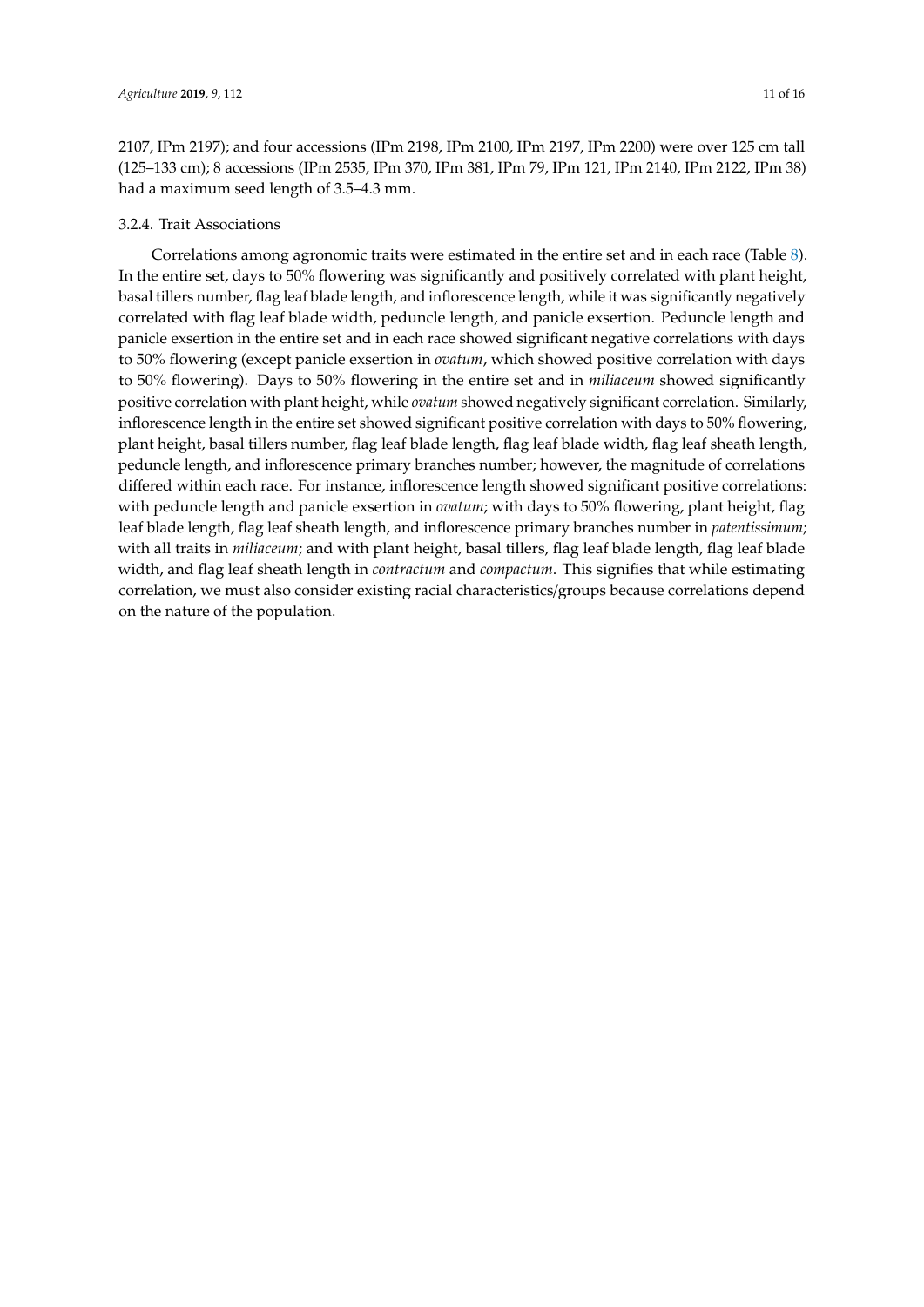2107, IPm 2197); and four accessions (IPm 2198, IPm 2100, IPm 2197, IPm 2200) were over 125 cm tall (125–133 cm); 8 accessions (IPm 2535, IPm 370, IPm 381, IPm 79, IPm 121, IPm 2140, IPm 2122, IPm 38) had a maximum seed length of 3.5–4.3 mm.

### 3.2.4. Trait Associations

Correlations among agronomic traits were estimated in the entire set and in each race (Table 8). In the entire set, days to 50% flowering was significantly and positively correlated with plant height, basal tillers number, flag leaf blade length, and inflorescence length, while it was significantly negatively correlated with flag leaf blade width, peduncle length, and panicle exsertion. Peduncle length and panicle exsertion in the entire set and in each race showed significant negative correlations with days to 50% flowering (except panicle exsertion in *ovatum*, which showed positive correlation with days to 50% flowering). Days to 50% flowering in the entire set and in *miliaceum* showed significantly positive correlation with plant height, while *ovatum* showed negatively significant correlation. Similarly, inflorescence length in the entire set showed significant positive correlation with days to 50% flowering, plant height, basal tillers number, flag leaf blade length, flag leaf blade width, flag leaf sheath length, peduncle length, and inflorescence primary branches number; however, the magnitude of correlations differed within each race. For instance, inflorescence length showed significant positive correlations: with peduncle length and panicle exsertion in *ovatum*; with days to 50% flowering, plant height, flag leaf blade length, flag leaf sheath length, and inflorescence primary branches number in *patentissimum*; with all traits in *miliaceum*; and with plant height, basal tillers, flag leaf blade length, flag leaf blade width, and flag leaf sheath length in *contractum* and *compactum*. This signifies that while estimating correlation, we must also consider existing racial characteristics/groups because correlations depend on the nature of the population.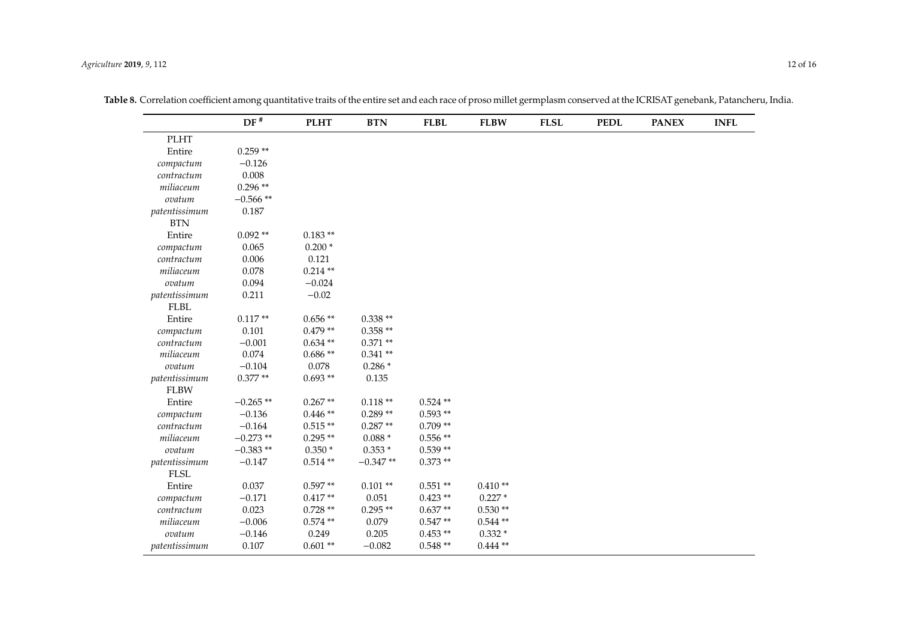**Table 8.** Correlation coefficient among quantitative traits of the entire set and each race of proso millet germplasm conserved at the ICRISAT genebank, Patancheru, India.

| | DF [#] | PLHT | BTN | FLBL | FLBW | FLSL | PEDL | PANEX | INFL |
|---|---|---|---|---|---|---|---|---|---|
| PLHT | | | | | | | | | |
| Entire | 0.259 ** | | | | | | | | |
| *compactum* | −0.126 | | | | | | | | |
| *contractum* | 0.008 | | | | | | | | |
| *miliaceum* | 0.296 ** | | | | | | | | |
| *ovatum* | −0.566 ** | | | | | | | | |
| *patentissimum* | 0.187 | | | | | | | | |
| BTN | | | | | | | | | |
| Entire | 0.092 ** | 0.183 ** | | | | | | | |
| *compactum* | 0.065 | 0.200 * | | | | | | | |
| *contractum* | 0.006 | 0.121 | | | | | | | |
| *miliaceum* | 0.078 | 0.214 ** | | | | | | | |
| *ovatum* | 0.094 | −0.024 | | | | | | | |
| *patentissimum* | 0.211 | −0.02 | | | | | | | |
| FLBL | | | | | | | | | |
| Entire | 0.117 ** | 0.656 ** | 0.338 ** | | | | | | |
| *compactum* | 0.101 | 0.479 ** | 0.358 ** | | | | | | |
| *contractum* | −0.001 | 0.634 ** | 0.371 ** | | | | | | |
| *miliaceum* | 0.074 | 0.686 ** | 0.341 ** | | | | | | |
| *ovatum* | −0.104 | 0.078 | 0.286 * | | | | | | |
| *patentissimum* | 0.377 ** | 0.693 ** | 0.135 | | | | | | |
| FLBW | | | | | | | | | |
| Entire | −0.265 ** | 0.267 ** | 0.118 ** | 0.524 ** | | | | | |
| *compactum* | −0.136 | 0.446 ** | 0.289 ** | 0.593 ** | | | | | |
| *contractum* | −0.164 | 0.515 ** | 0.287 ** | 0.709 ** | | | | | |
| *miliaceum* | −0.273 ** | 0.295 ** | 0.088 * | 0.556 ** | | | | | |
| *ovatum* | −0.383 ** | 0.350 * | 0.353 * | 0.539 ** | | | | | |
| *patentissimum* | −0.147 | 0.514 ** | −0.347 ** | 0.373 ** | | | | | |
| FLSL | | | | | | | | | |
| Entire | 0.037 | 0.597 ** | 0.101 ** | 0.551 ** | 0.410 ** | | | | |
| *compactum* | −0.171 | 0.417 ** | 0.051 | 0.423 ** | 0.227 * | | | | |
| *contractum* | 0.023 | 0.728 ** | 0.295 ** | 0.637 ** | 0.530 ** | | | | |
| *miliaceum* | −0.006 | 0.574 ** | 0.079 | 0.547 ** | 0.544 ** | | | | |
| *ovatum* | −0.146 | 0.249 | 0.205 | 0.453 ** | 0.332 * | | | | |
| *patentissimum* | 0.107 | 0.601 ** | −0.082 | 0.548 ** | 0.444 ** | | | | |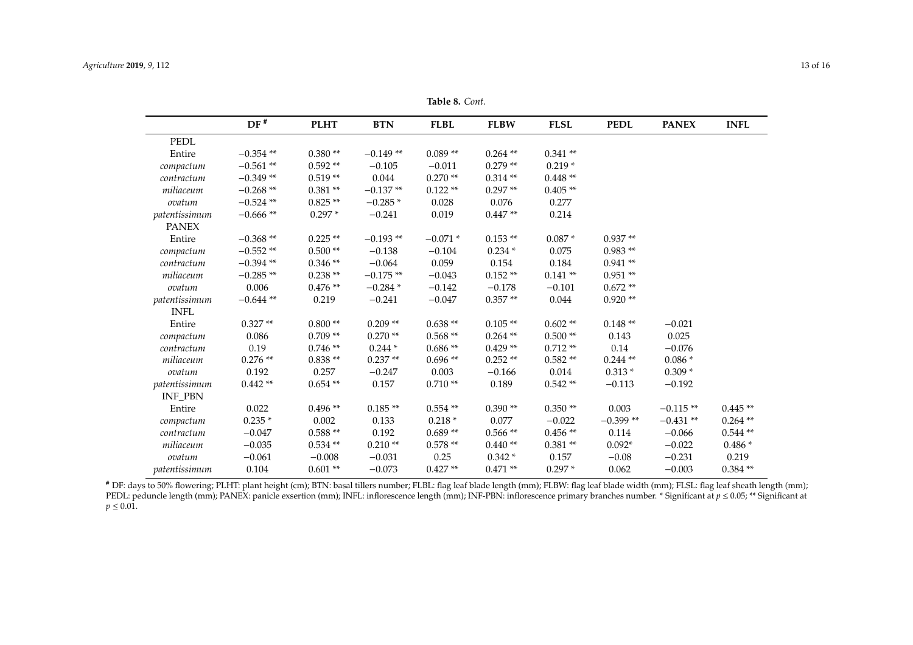**Table 8.** *Cont.*

| | DF [#] | PLHT | BTN | FLBL | FLBW | FLSL | PEDL | PANEX | INFL |
|---|---|---|---|---|---|---|---|---|---|
| PEDL | | | | | | | | | |
| Entire | −0.354 ** | 0.380 ** | −0.149 ** | 0.089 ** | 0.264 ** | 0.341 ** | | | |
| *compactum* | −0.561 ** | 0.592 ** | −0.105 | −0.011 | 0.279 ** | 0.219 * | | | |
| *contractum* | −0.349 ** | 0.519 ** | 0.044 | 0.270 ** | 0.314 ** | 0.448 ** | | | |
| *miliaceum* | −0.268 ** | 0.381 ** | −0.137 ** | 0.122 ** | 0.297 ** | 0.405 ** | | | |
| *ovatum* | −0.524 ** | 0.825 ** | −0.285 * | 0.028 | 0.076 | 0.277 | | | |
| *patentissimum* | −0.666 ** | 0.297 * | −0.241 | 0.019 | 0.447 ** | 0.214 | | | |
| PANEX | | | | | | | | | |
| Entire | −0.368 ** | 0.225 ** | −0.193 ** | −0.071 * | 0.153 ** | 0.087 * | 0.937 ** | | |
| *compactum* | −0.552 ** | 0.500 ** | −0.138 | −0.104 | 0.234 * | 0.075 | 0.983 ** | | |
| *contractum* | −0.394 ** | 0.346 ** | −0.064 | 0.059 | 0.154 | 0.184 | 0.941 ** | | |
| *miliaceum* | −0.285 ** | 0.238 ** | −0.175 ** | −0.043 | 0.152 ** | 0.141 ** | 0.951 ** | | |
| *ovatum* | 0.006 | 0.476 ** | −0.284 * | −0.142 | −0.178 | −0.101 | 0.672 ** | | |
| *patentissimum* | −0.644 ** | 0.219 | −0.241 | −0.047 | 0.357 ** | 0.044 | 0.920 ** | | |
| INFL | | | | | | | | | |
| Entire | 0.327 ** | 0.800 ** | 0.209 ** | 0.638 ** | 0.105 ** | 0.602 ** | 0.148 ** | −0.021 | |
| *compactum* | 0.086 | 0.709 ** | 0.270 ** | 0.568 ** | 0.264 ** | 0.500 ** | 0.143 | 0.025 | |
| *contractum* | 0.19 | 0.746 ** | 0.244 * | 0.686 ** | 0.429 ** | 0.712 ** | 0.14 | −0.076 | |
| *miliaceum* | 0.276 ** | 0.838 ** | 0.237 ** | 0.696 ** | 0.252 ** | 0.582 ** | 0.244 ** | 0.086 * | |
| *ovatum* | 0.192 | 0.257 | −0.247 | 0.003 | −0.166 | 0.014 | 0.313 * | 0.309 * | |
| *patentissimum* | 0.442 ** | 0.654 ** | 0.157 | 0.710 ** | 0.189 | 0.542 ** | −0.113 | −0.192 | |
| INF_PBN | | | | | | | | | |
| Entire | 0.022 | 0.496 ** | 0.185 ** | 0.554 ** | 0.390 ** | 0.350 ** | 0.003 | −0.115 ** | 0.445 ** |
| *compactum* | 0.235 * | 0.002 | 0.133 | 0.218 * | 0.077 | −0.022 | −0.399 ** | −0.431 ** | 0.264 ** |
| *contractum* | −0.047 | 0.588 ** | 0.192 | 0.689 ** | 0.566 ** | 0.456 ** | 0.114 | −0.066 | 0.544 ** |
| *miliaceum* | −0.035 | 0.534 ** | 0.210 ** | 0.578 ** | 0.440 ** | 0.381 ** | 0.092* | −0.022 | 0.486 * |
| *ovatum* | −0.061 | −0.008 | −0.031 | 0.25 | 0.342 * | 0.157 | −0.08 | −0.231 | 0.219 |
| *patentissimum* | 0.104 | 0.601 ** | −0.073 | 0.427 ** | 0.471 ** | 0.297 * | 0.062 | −0.003 | 0.384 ** |

[#] DF: days to 50% flowering; PLHT: plant height (cm); BTN: basal tillers number; FLBL: flag leaf blade length (mm); FLBW: flag leaf blade width (mm); FLSL: flag leaf sheath length (mm); PEDL: peduncle length (mm); PANEX: panicle exsertion (mm); INFL: inflorescence length (mm); INF-PBN: inflorescence primary branches number. * Significant at $p \leq 0.05$; ** Significant at $p \leq 0.01$.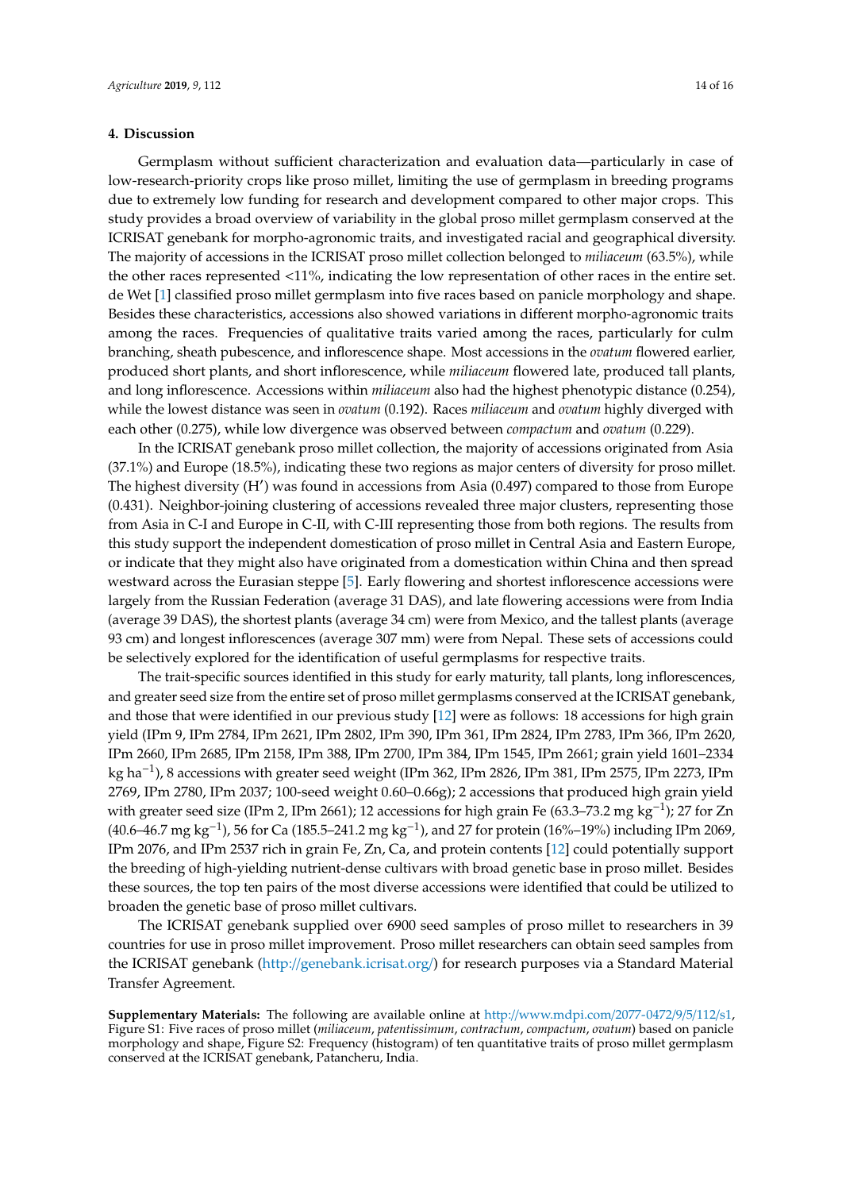## 4. Discussion

Germplasm without sufficient characterization and evaluation data—particularly in case of low-research-priority crops like proso millet, limiting the use of germplasm in breeding programs due to extremely low funding for research and development compared to other major crops. This study provides a broad overview of variability in the global proso millet germplasm conserved at the ICRISAT genebank for morpho-agronomic traits, and investigated racial and geographical diversity. The majority of accessions in the ICRISAT proso millet collection belonged to *miliaceum* (63.5%), while the other races represented <11%, indicating the low representation of other races in the entire set. de Wet [1] classified proso millet germplasm into five races based on panicle morphology and shape. Besides these characteristics, accessions also showed variations in different morpho-agronomic traits among the races. Frequencies of qualitative traits varied among the races, particularly for culm branching, sheath pubescence, and inflorescence shape. Most accessions in the *ovatum* flowered earlier, produced short plants, and short inflorescence, while *miliaceum* flowered late, produced tall plants, and long inflorescence. Accessions within *miliaceum* also had the highest phenotypic distance (0.254), while the lowest distance was seen in *ovatum* (0.192). Races *miliaceum* and *ovatum* highly diverged with each other (0.275), while low divergence was observed between *compactum* and *ovatum* (0.229).

In the ICRISAT genebank proso millet collection, the majority of accessions originated from Asia (37.1%) and Europe (18.5%), indicating these two regions as major centers of diversity for proso millet. The highest diversity (H′) was found in accessions from Asia (0.497) compared to those from Europe (0.431). Neighbor-joining clustering of accessions revealed three major clusters, representing those from Asia in C-I and Europe in C-II, with C-III representing those from both regions. The results from this study support the independent domestication of proso millet in Central Asia and Eastern Europe, or indicate that they might also have originated from a domestication within China and then spread westward across the Eurasian steppe [5]. Early flowering and shortest inflorescence accessions were largely from the Russian Federation (average 31 DAS), and late flowering accessions were from India (average 39 DAS), the shortest plants (average 34 cm) were from Mexico, and the tallest plants (average 93 cm) and longest inflorescences (average 307 mm) were from Nepal. These sets of accessions could be selectively explored for the identification of useful germplasms for respective traits.

The trait-specific sources identified in this study for early maturity, tall plants, long inflorescences, and greater seed size from the entire set of proso millet germplasms conserved at the ICRISAT genebank, and those that were identified in our previous study [12] were as follows: 18 accessions for high grain yield (IPm 9, IPm 2784, IPm 2621, IPm 2802, IPm 390, IPm 361, IPm 2824, IPm 2783, IPm 366, IPm 2620, IPm 2660, IPm 2685, IPm 2158, IPm 388, IPm 2700, IPm 384, IPm 1545, IPm 2661; grain yield 1601–2334 kg ha$^{-1}$), 8 accessions with greater seed weight (IPm 362, IPm 2826, IPm 381, IPm 2575, IPm 2273, IPm 2769, IPm 2780, IPm 2037; 100-seed weight 0.60–0.66g); 2 accessions that produced high grain yield with greater seed size (IPm 2, IPm 2661); 12 accessions for high grain Fe (63.3–73.2 mg kg$^{-1}$); 27 for Zn (40.6–46.7 mg kg$^{-1}$), 56 for Ca (185.5–241.2 mg kg$^{-1}$), and 27 for protein (16%–19%) including IPm 2069, IPm 2076, and IPm 2537 rich in grain Fe, Zn, Ca, and protein contents [12] could potentially support the breeding of high-yielding nutrient-dense cultivars with broad genetic base in proso millet. Besides these sources, the top ten pairs of the most diverse accessions were identified that could be utilized to broaden the genetic base of proso millet cultivars.

The ICRISAT genebank supplied over 6900 seed samples of proso millet to researchers in 39 countries for use in proso millet improvement. Proso millet researchers can obtain seed samples from the ICRISAT genebank (http://genebank.icrisat.org/) for research purposes via a Standard Material Transfer Agreement.

**Supplementary Materials:** The following are available online at http://www.mdpi.com/2077-0472/9/5/112/s1, Figure S1: Five races of proso millet (*miliaceum*, *patentissimum*, *contractum*, *compactum*, *ovatum*) based on panicle morphology and shape, Figure S2: Frequency (histogram) of ten quantitative traits of proso millet germplasm conserved at the ICRISAT genebank, Patancheru, India.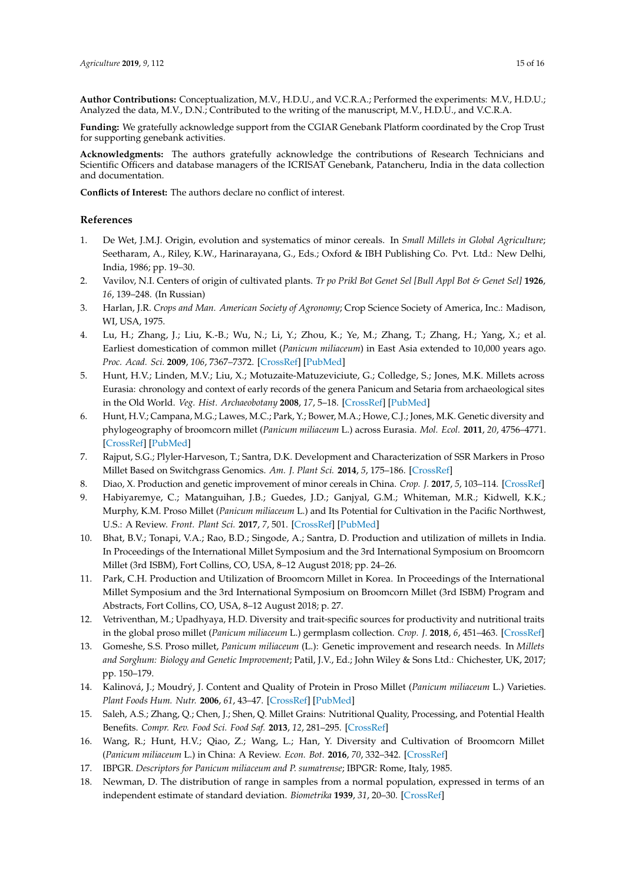**Author Contributions:** Conceptualization, M.V., H.D.U., and V.C.R.A.; Performed the experiments: M.V., H.D.U.; Analyzed the data, M.V., D.N.; Contributed to the writing of the manuscript, M.V., H.D.U., and V.C.R.A.

**Funding:** We gratefully acknowledge support from the CGIAR Genebank Platform coordinated by the Crop Trust for supporting genebank activities.

**Acknowledgments:** The authors gratefully acknowledge the contributions of Research Technicians and Scientific Officers and database managers of the ICRISAT Genebank, Patancheru, India in the data collection and documentation.

**Conflicts of Interest:** The authors declare no conflict of interest.

## References

1. De Wet, J.M.J. Origin, evolution and systematics of minor cereals. In *Small Millets in Global Agriculture*; Seetharam, A., Riley, K.W., Harinarayana, G., Eds.; Oxford & IBH Publishing Co. Pvt. Ltd.: New Delhi, India, 1986; pp. 19–30.
2. Vavilov, N.I. Centers of origin of cultivated plants. *Tr po Prikl Bot Genet Sel [Bull Appl Bot & Genet Sel]* **1926**, *16*, 139–248. (In Russian)
3. Harlan, J.R. *Crops and Man. American Society of Agronomy*; Crop Science Society of America, Inc.: Madison, WI, USA, 1975.
4. Lu, H.; Zhang, J.; Liu, K.-B.; Wu, N.; Li, Y.; Zhou, K.; Ye, M.; Zhang, T.; Zhang, H.; Yang, X.; et al. Earliest domestication of common millet (*Panicum miliaceum*) in East Asia extended to 10,000 years ago. *Proc. Acad. Sci.* **2009**, *106*, 7367–7372. [CrossRef] [PubMed]
5. Hunt, H.V.; Linden, M.V.; Liu, X.; Motuzaite-Matuzeviciute, G.; Colledge, S.; Jones, M.K. Millets across Eurasia: chronology and context of early records of the genera Panicum and Setaria from archaeological sites in the Old World. *Veg. Hist. Archaeobotany* **2008**, *17*, 5–18. [CrossRef] [PubMed]
6. Hunt, H.V.; Campana, M.G.; Lawes, M.C.; Park, Y.; Bower, M.A.; Howe, C.J.; Jones, M.K. Genetic diversity and phylogeography of broomcorn millet (*Panicum miliaceum* L.) across Eurasia. *Mol. Ecol.* **2011**, *20*, 4756–4771. [CrossRef] [PubMed]
7. Rajput, S.G.; Plyler-Harveson, T.; Santra, D.K. Development and Characterization of SSR Markers in Proso Millet Based on Switchgrass Genomics. *Am. J. Plant Sci.* **2014**, *5*, 175–186. [CrossRef]
8. Diao, X. Production and genetic improvement of minor cereals in China. *Crop. J.* **2017**, *5*, 103–114. [CrossRef]
9. Habiyaremye, C.; Matanguihan, J.B.; Guedes, J.D.; Ganjyal, G.M.; Whiteman, M.R.; Kidwell, K.K.; Murphy, K.M. Proso Millet (*Panicum miliaceum* L.) and Its Potential for Cultivation in the Pacific Northwest, U.S.: A Review. *Front. Plant Sci.* **2017**, *7*, 501. [CrossRef] [PubMed]
10. Bhat, B.V.; Tonapi, V.A.; Rao, B.D.; Singode, A.; Santra, D. Production and utilization of millets in India. In Proceedings of the International Millet Symposium and the 3rd International Symposium on Broomcorn Millet (3rd ISBM), Fort Collins, CO, USA, 8–12 August 2018; pp. 24–26.
11. Park, C.H. Production and Utilization of Broomcorn Millet in Korea. In Proceedings of the International Millet Symposium and the 3rd International Symposium on Broomcorn Millet (3rd ISBM) Program and Abstracts, Fort Collins, CO, USA, 8–12 August 2018; p. 27.
12. Vetriventhan, M.; Upadhyaya, H.D. Diversity and trait-specific sources for productivity and nutritional traits in the global proso millet (*Panicum miliaceum* L.) germplasm collection. *Crop. J.* **2018**, *6*, 451–463. [CrossRef]
13. Gomeshe, S.S. Proso millet, *Panicum miliaceum* (L.): Genetic improvement and research needs. In *Millets and Sorghum: Biology and Genetic Improvement*; Patil, J.V., Ed.; John Wiley & Sons Ltd.: Chichester, UK, 2017; pp. 150–179.
14. Kalinová, J.; Moudrý, J. Content and Quality of Protein in Proso Millet (*Panicum miliaceum* L.) Varieties. *Plant Foods Hum. Nutr.* **2006**, *61*, 43–47. [CrossRef] [PubMed]
15. Saleh, A.S.; Zhang, Q.; Chen, J.; Shen, Q. Millet Grains: Nutritional Quality, Processing, and Potential Health Benefits. *Compr. Rev. Food Sci. Food Saf.* **2013**, *12*, 281–295. [CrossRef]
16. Wang, R.; Hunt, H.V.; Qiao, Z.; Wang, L.; Han, Y. Diversity and Cultivation of Broomcorn Millet (*Panicum miliaceum* L.) in China: A Review. *Econ. Bot.* **2016**, *70*, 332–342. [CrossRef]
17. IBPGR. *Descriptors for Panicum miliaceum and P. sumatrense*; IBPGR: Rome, Italy, 1985.
18. Newman, D. The distribution of range in samples from a normal population, expressed in terms of an independent estimate of standard deviation. *Biometrika* **1939**, *31*, 20–30. [CrossRef]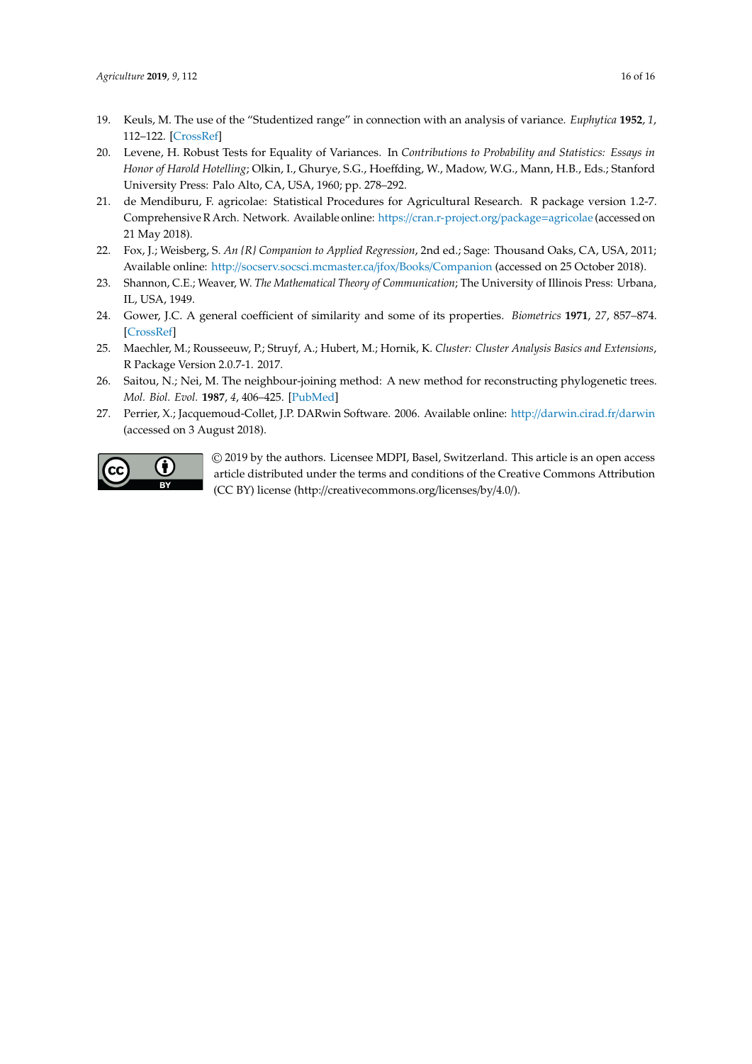19. Keuls, M. The use of the "Studentized range" in connection with an analysis of variance. *Euphytica* **1952**, *1*, 112–122. [CrossRef]
20. Levene, H. Robust Tests for Equality of Variances. In *Contributions to Probability and Statistics: Essays in Honor of Harold Hotelling*; Olkin, I., Ghurye, S.G., Hoeffding, W., Madow, W.G., Mann, H.B., Eds.; Stanford University Press: Palo Alto, CA, USA, 1960; pp. 278–292.
21. de Mendiburu, F. agricolae: Statistical Procedures for Agricultural Research. R package version 1.2-7. Comprehensive R Arch. Network. Available online: https://cran.r-project.org/package=agricolae (accessed on 21 May 2018).
22. Fox, J.; Weisberg, S. *An {R} Companion to Applied Regression*, 2nd ed.; Sage: Thousand Oaks, CA, USA, 2011; Available online: http://socserv.socsci.mcmaster.ca/jfox/Books/Companion (accessed on 25 October 2018).
23. Shannon, C.E.; Weaver, W. *The Mathematical Theory of Communication*; The University of Illinois Press: Urbana, IL, USA, 1949.
24. Gower, J.C. A general coefficient of similarity and some of its properties. *Biometrics* **1971**, *27*, 857–874. [CrossRef]
25. Maechler, M.; Rousseeuw, P.; Struyf, A.; Hubert, M.; Hornik, K. *Cluster: Cluster Analysis Basics and Extensions*, R Package Version 2.0.7-1. 2017.
26. Saitou, N.; Nei, M. The neighbour-joining method: A new method for reconstructing phylogenetic trees. *Mol. Biol. Evol.* **1987**, *4*, 406–425. [PubMed]
27. Perrier, X.; Jacquemoud-Collet, J.P. DARwin Software. 2006. Available online: http://darwin.cirad.fr/darwin (accessed on 3 August 2018).

© 2019 by the authors. Licensee MDPI, Basel, Switzerland. This article is an open access article distributed under the terms and conditions of the Creative Commons Attribution (CC BY) license (http://creativecommons.org/licenses/by/4.0/).